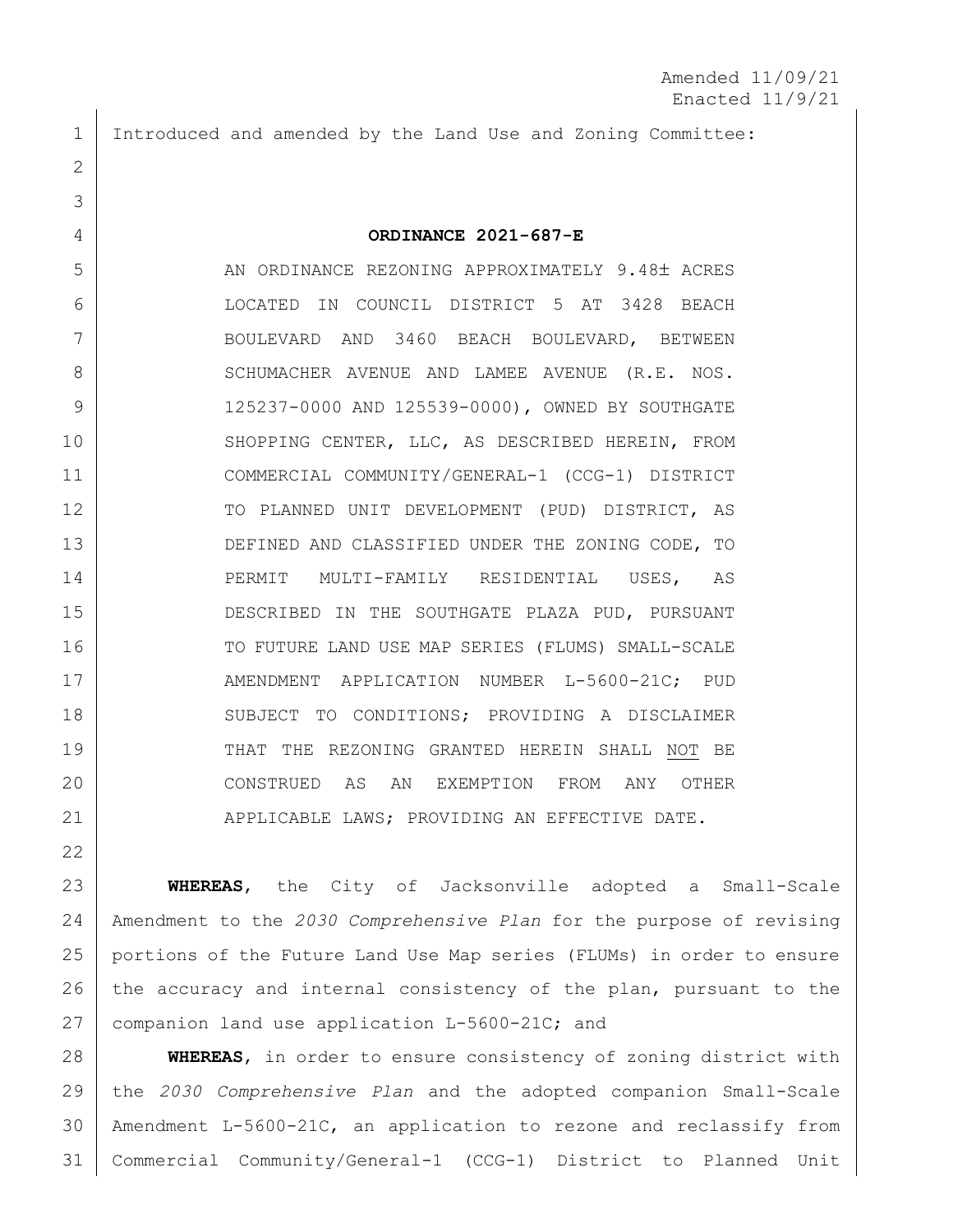Amended 11/09/21
Enacted 11/9/21

Introduced and amended by the Land Use and Zoning Committee:

# ORDINANCE 2021-687-E

AN ORDINANCE REZONING APPROXIMATELY 9.48± ACRES LOCATED IN COUNCIL DISTRICT 5 AT 3428 BEACH BOULEVARD AND 3460 BEACH BOULEVARD, BETWEEN SCHUMACHER AVENUE AND LAMEE AVENUE (R.E. NOS. 125237-0000 AND 125539-0000), OWNED BY SOUTHGATE SHOPPING CENTER, LLC, AS DESCRIBED HEREIN, FROM COMMERCIAL COMMUNITY/GENERAL-1 (CCG-1) DISTRICT TO PLANNED UNIT DEVELOPMENT (PUD) DISTRICT, AS DEFINED AND CLASSIFIED UNDER THE ZONING CODE, TO PERMIT MULTI-FAMILY RESIDENTIAL USES, AS DESCRIBED IN THE SOUTHGATE PLAZA PUD, PURSUANT TO FUTURE LAND USE MAP SERIES (FLUMS) SMALL-SCALE AMENDMENT APPLICATION NUMBER L-5600-21C; PUD SUBJECT TO CONDITIONS; PROVIDING A DISCLAIMER THAT THE REZONING GRANTED HEREIN SHALL <u>NOT</u> BE CONSTRUED AS AN EXEMPTION FROM ANY OTHER APPLICABLE LAWS; PROVIDING AN EFFECTIVE DATE.

**WHEREAS**, the City of Jacksonville adopted a Small-Scale Amendment to the *2030 Comprehensive Plan* for the purpose of revising portions of the Future Land Use Map series (FLUMs) in order to ensure the accuracy and internal consistency of the plan, pursuant to the companion land use application L-5600-21C; and

**WHEREAS**, in order to ensure consistency of zoning district with the *2030 Comprehensive Plan* and the adopted companion Small-Scale Amendment L-5600-21C, an application to rezone and reclassify from Commercial Community/General-1 (CCG-1) District to Planned Unit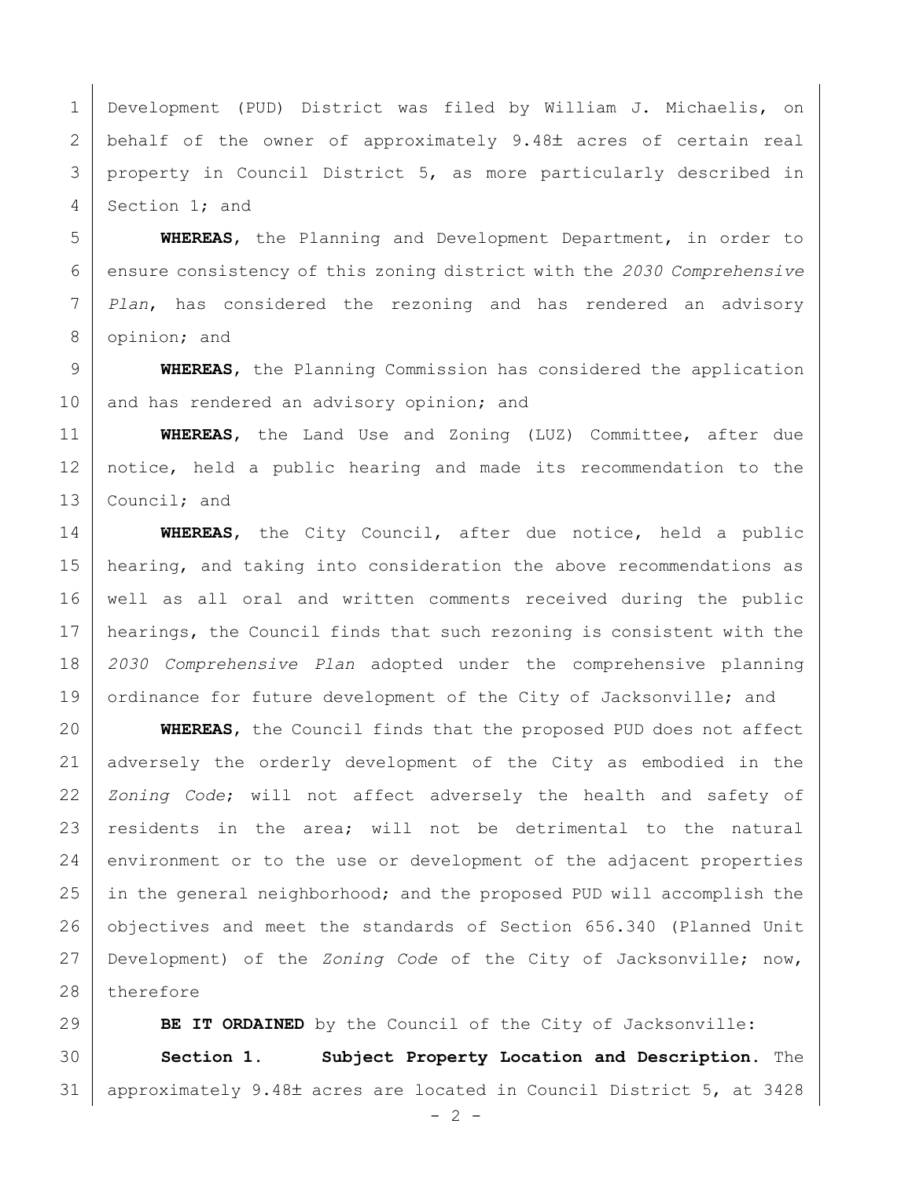Development (PUD) District was filed by William J. Michaelis, on behalf of the owner of approximately 9.48± acres of certain real property in Council District 5, as more particularly described in Section 1; and

**WHEREAS**, the Planning and Development Department, in order to ensure consistency of this zoning district with the *2030 Comprehensive Plan*, has considered the rezoning and has rendered an advisory opinion; and

**WHEREAS**, the Planning Commission has considered the application and has rendered an advisory opinion; and

**WHEREAS**, the Land Use and Zoning (LUZ) Committee, after due notice, held a public hearing and made its recommendation to the Council; and

**WHEREAS**, the City Council, after due notice, held a public hearing, and taking into consideration the above recommendations as well as all oral and written comments received during the public hearings, the Council finds that such rezoning is consistent with the *2030 Comprehensive Plan* adopted under the comprehensive planning ordinance for future development of the City of Jacksonville; and

**WHEREAS**, the Council finds that the proposed PUD does not affect adversely the orderly development of the City as embodied in the *Zoning Code*; will not affect adversely the health and safety of residents in the area; will not be detrimental to the natural environment or to the use or development of the adjacent properties in the general neighborhood; and the proposed PUD will accomplish the objectives and meet the standards of Section 656.340 (Planned Unit Development) of the *Zoning Code* of the City of Jacksonville; now, therefore

**BE IT ORDAINED** by the Council of the City of Jacksonville:

**Section 1. Subject Property Location and Description.** The approximately 9.48± acres are located in Council District 5, at 3428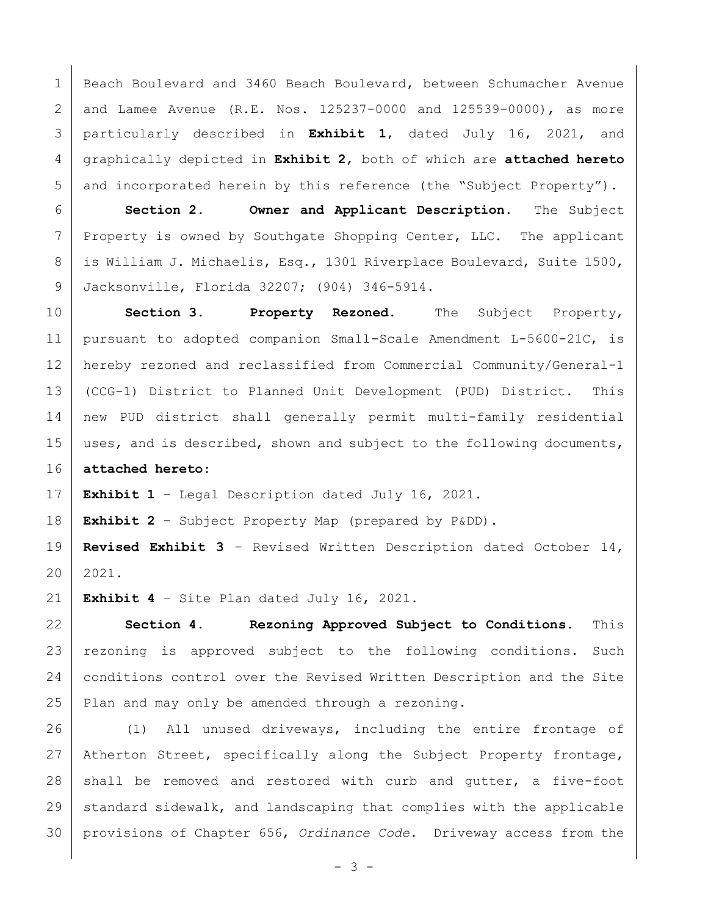Beach Boulevard and 3460 Beach Boulevard, between Schumacher Avenue and Lamee Avenue (R.E. Nos. 125237-0000 and 125539-0000), as more particularly described in **Exhibit 1**, dated July 16, 2021, and graphically depicted in **Exhibit 2**, both of which are **attached hereto** and incorporated herein by this reference (the "Subject Property").

**Section 2. Owner and Applicant Description.** The Subject Property is owned by Southgate Shopping Center, LLC. The applicant is William J. Michaelis, Esq., 1301 Riverplace Boulevard, Suite 1500, Jacksonville, Florida 32207; (904) 346-5914.

**Section 3. Property Rezoned.** The Subject Property, pursuant to adopted companion Small-Scale Amendment L-5600-21C, is hereby rezoned and reclassified from Commercial Community/General-1 (CCG-1) District to Planned Unit Development (PUD) District. This new PUD district shall generally permit multi-family residential uses, and is described, shown and subject to the following documents, **attached hereto**:

**Exhibit 1** – Legal Description dated July 16, 2021.

**Exhibit 2** – Subject Property Map (prepared by P&DD).

**Revised Exhibit 3** – Revised Written Description dated October 14, 2021.

**Exhibit 4** – Site Plan dated July 16, 2021.

**Section 4. Rezoning Approved Subject to Conditions.** This rezoning is approved subject to the following conditions. Such conditions control over the Revised Written Description and the Site Plan and may only be amended through a rezoning.

(1) All unused driveways, including the entire frontage of Atherton Street, specifically along the Subject Property frontage, shall be removed and restored with curb and gutter, a five-foot standard sidewalk, and landscaping that complies with the applicable provisions of Chapter 656, *Ordinance Code*. Driveway access from the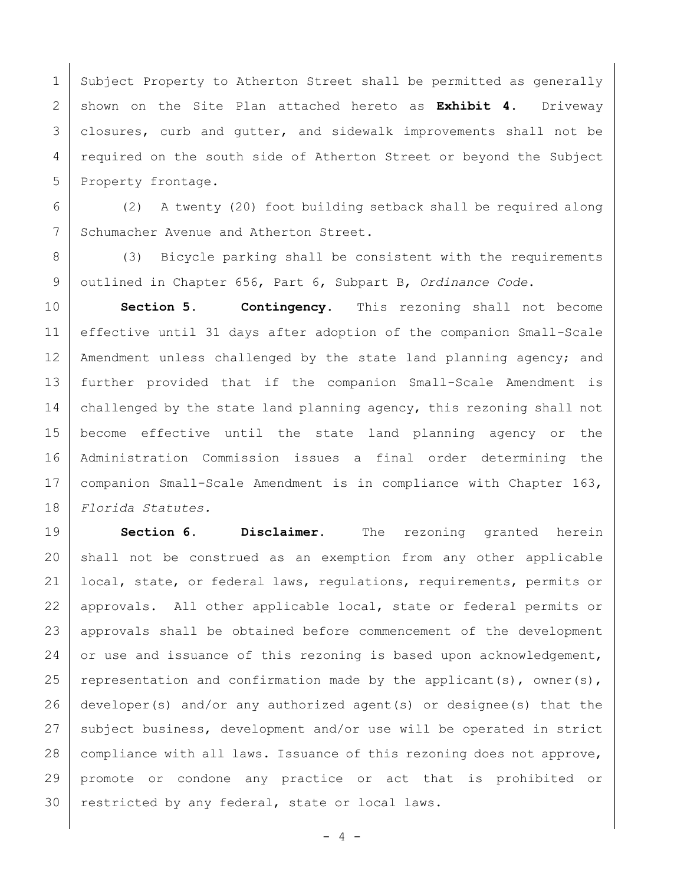Subject Property to Atherton Street shall be permitted as generally shown on the Site Plan attached hereto as **Exhibit 4**. Driveway closures, curb and gutter, and sidewalk improvements shall not be required on the south side of Atherton Street or beyond the Subject Property frontage.

(2) A twenty (20) foot building setback shall be required along Schumacher Avenue and Atherton Street.

(3) Bicycle parking shall be consistent with the requirements outlined in Chapter 656, Part 6, Subpart B, *Ordinance Code*.

**Section 5. Contingency.** This rezoning shall not become effective until 31 days after adoption of the companion Small-Scale Amendment unless challenged by the state land planning agency; and further provided that if the companion Small-Scale Amendment is challenged by the state land planning agency, this rezoning shall not become effective until the state land planning agency or the Administration Commission issues a final order determining the companion Small-Scale Amendment is in compliance with Chapter 163, *Florida Statutes.*

**Section 6. Disclaimer.** The rezoning granted herein shall not be construed as an exemption from any other applicable local, state, or federal laws, regulations, requirements, permits or approvals. All other applicable local, state or federal permits or approvals shall be obtained before commencement of the development or use and issuance of this rezoning is based upon acknowledgement, representation and confirmation made by the applicant(s), owner(s), developer(s) and/or any authorized agent(s) or designee(s) that the subject business, development and/or use will be operated in strict compliance with all laws. Issuance of this rezoning does not approve, promote or condone any practice or act that is prohibited or restricted by any federal, state or local laws.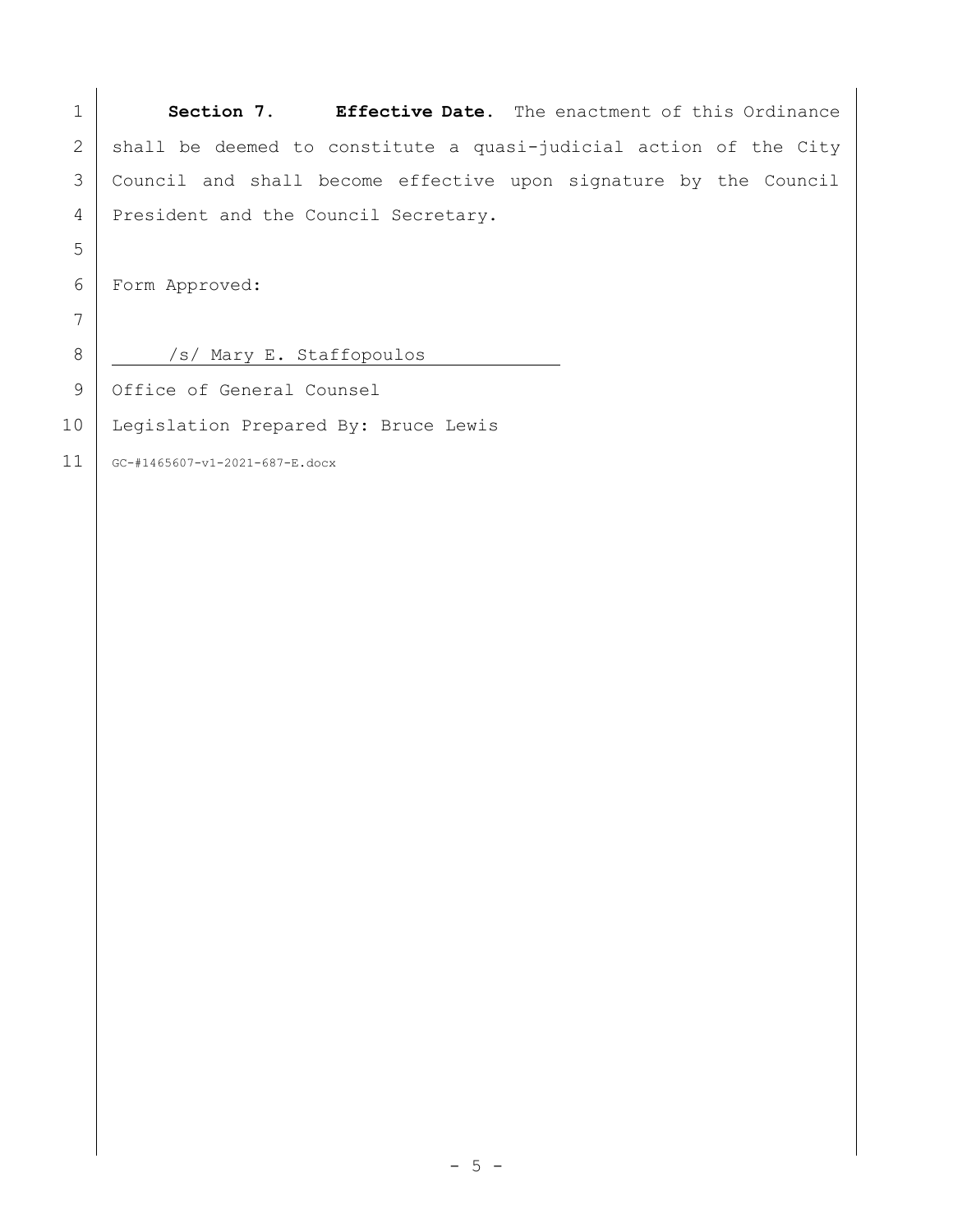**Section 7. Effective Date.** The enactment of this Ordinance shall be deemed to constitute a quasi-judicial action of the City Council and shall become effective upon signature by the Council President and the Council Secretary.

Form Approved:

/s/ Mary E. Staffopoulos

Office of General Counsel

Legislation Prepared By: Bruce Lewis

GC-#1465607-v1-2021-687-E.docx